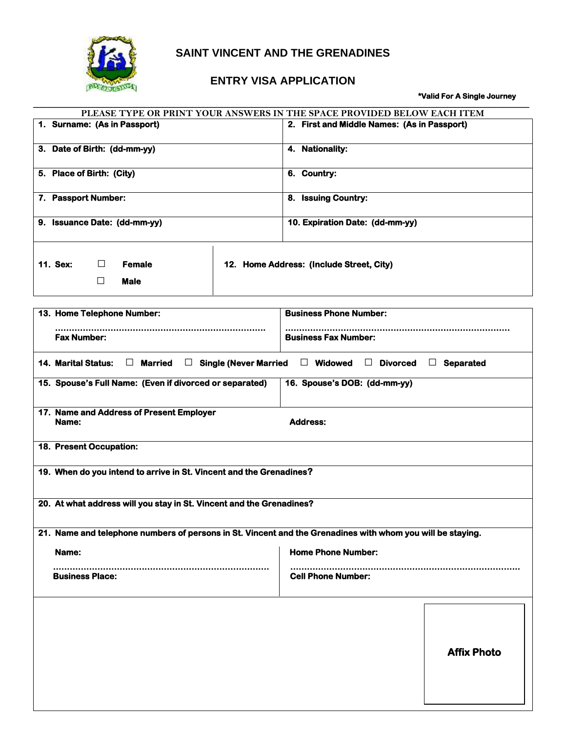# SAINT VINCENT AND THE GRENADINES

## ENTRY VISA APPLICATION

**\*Valid For A Single Journey**

PLEASE TYPE OR PRINT YOUR ANSWERS IN THE SPACE PROVIDED BELOW EACH ITEM

| | |
|---|---|
| **1. Surname: (As in Passport)** | **2. First and Middle Names: (As in Passport)** |
| **3. Date of Birth: (dd-mm-yy)** | **4. Nationality:** |
| **5. Place of Birth: (City)** | **6. Country:** |
| **7. Passport Number:** | **8. Issuing Country:** |
| **9. Issuance Date: (dd-mm-yy)** | **10. Expiration Date: (dd-mm-yy)** |
| **11. Sex:** ☐ **Female** ☐ **Male** | **12. Home Address: (Include Street, City)** |

| | |
|---|---|
| **13. Home Telephone Number:** ........................................ **Fax Number:** | **Business Phone Number:** ........................................ **Business Fax Number:** |
| **14. Marital Status:** ☐ **Married** ☐ **Single (Never Married** ☐ **Widowed** ☐ **Divorced** ☐ **Separated** | |
| **15. Spouse's Full Name: (Even if divorced or separated)** | **16. Spouse's DOB: (dd-mm-yy)** |
| **17. Name and Address of Present Employer** **Name:** | **Address:** |
| **18. Present Occupation:** | |
| **19. When do you intend to arrive in St. Vincent and the Grenadines?** | |
| **20. At what address will you stay in St. Vincent and the Grenadines?** | |
| **21. Name and telephone numbers of persons in St. Vincent and the Grenadines with whom you will be staying.** | |
| **Name:** ........................................ **Business Place:** | **Home Phone Number:** ........................................ **Cell Phone Number:** |

**Affix Photo**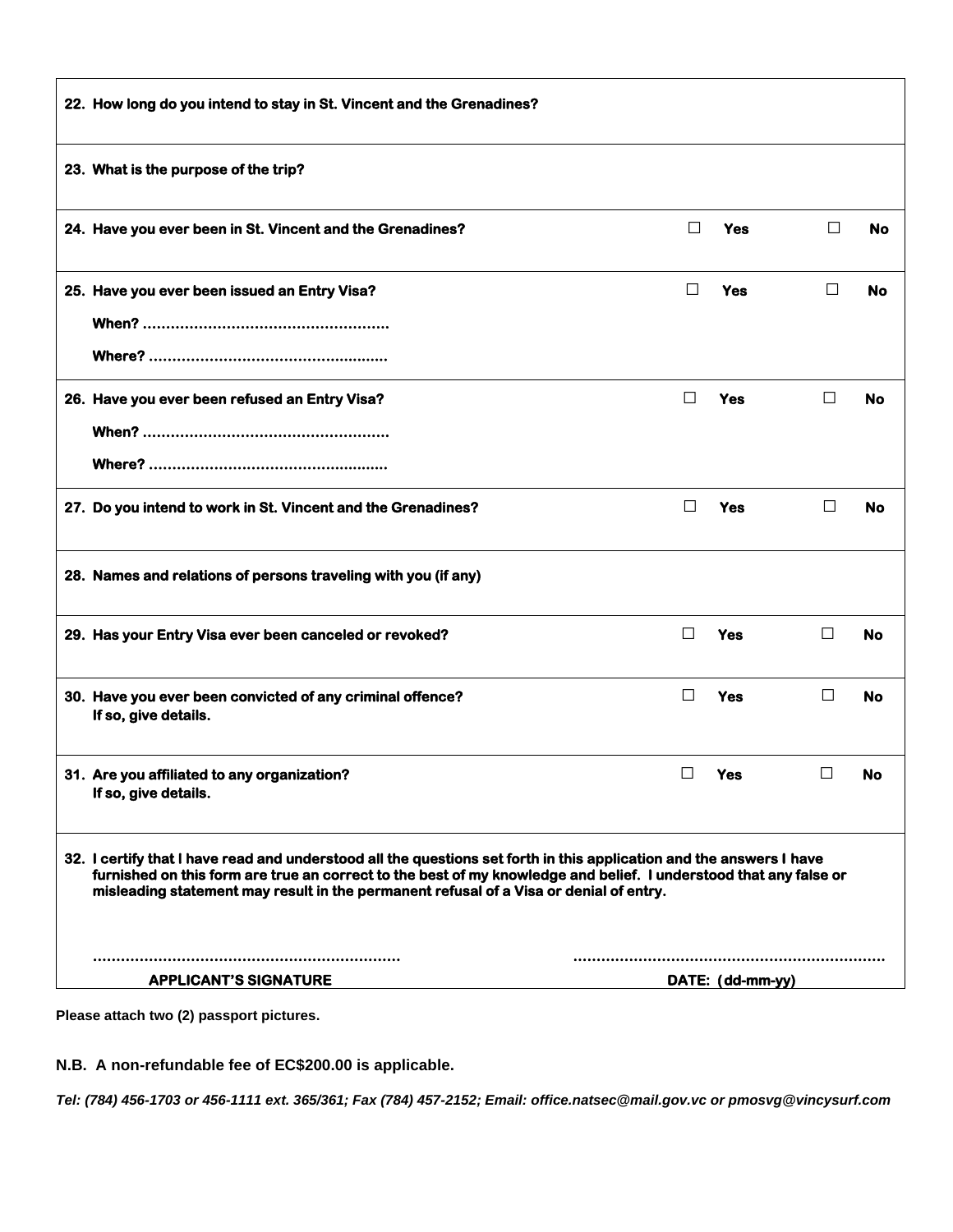| | | |
|---|---|---|
| **22. How long do you intend to stay in St. Vincent and the Grenadines?** | | |
| **23. What is the purpose of the trip?** | | |
| **24. Have you ever been in St. Vincent and the Grenadines?** | ☐ **Yes** | ☐ **No** |
| **25. Have you ever been issued an Entry Visa?**<br>**When? ……………………………………………**<br>**Where? ……………………………………………** | ☐ **Yes** | ☐ **No** |
| **26. Have you ever been refused an Entry Visa?**<br>**When? ……………………………………………**<br>**Where? ……………………………………………** | ☐ **Yes** | ☐ **No** |
| **27. Do you intend to work in St. Vincent and the Grenadines?** | ☐ **Yes** | ☐ **No** |
| **28. Names and relations of persons traveling with you (if any)** | | |
| **29. Has your Entry Visa ever been canceled or revoked?** | ☐ **Yes** | ☐ **No** |
| **30. Have you ever been convicted of any criminal offence?**<br>**If so, give details.** | ☐ **Yes** | ☐ **No** |
| **31. Are you affiliated to any organization?**<br>**If so, give details.** | ☐ **Yes** | ☐ **No** |

**32. I certify that I have read and understood all the questions set forth in this application and the answers I have furnished on this form are true an correct to the best of my knowledge and belief. I understood that any false or misleading statement may result in the permanent refusal of a Visa or denial of entry.**

…………………………………………………………… ……………………………………………………………

**APPLICANT'S SIGNATURE** **DATE: (dd-mm-yy)**

**Please attach two (2) passport pictures.**

**N.B. A non-refundable fee of EC$200.00 is applicable.**

***Tel: (784) 456-1703 or 456-1111 ext. 365/361; Fax (784) 457-2152; Email: office.natsec@mail.gov.vc or pmosvg@vincysurf.com***